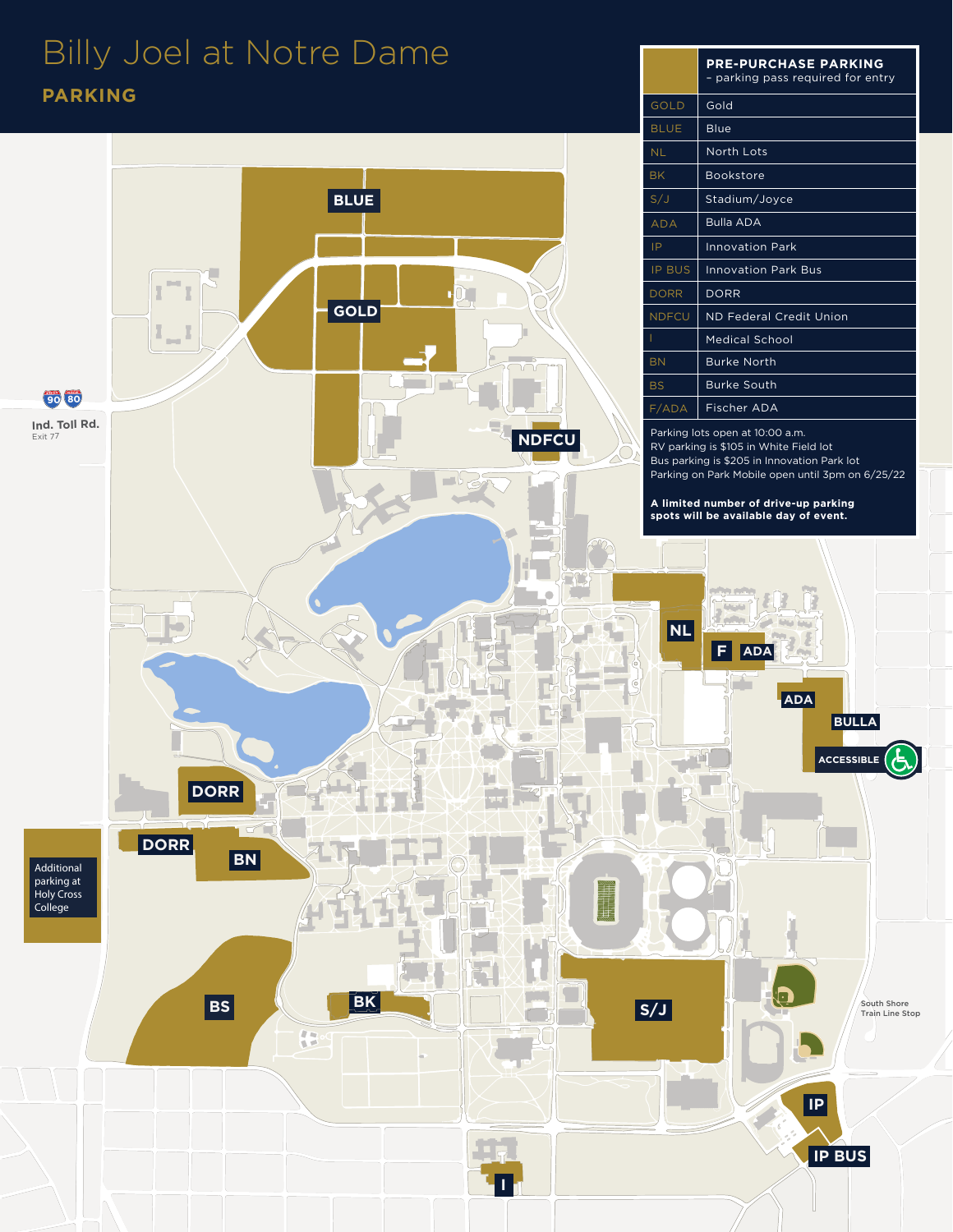# Billy Joel at Notre Dame

## PARKING

| | PRE-PURCHASE PARKING – parking pass required for entry |
|---|---|
| GOLD | Gold |
| BLUE | Blue |
| NL | North Lots |
| BK | Bookstore |
| S/J | Stadium/Joyce |
| ADA | Bulla ADA |
| IP | Innovation Park |
| IP BUS | Innovation Park Bus |
| DORR | DORR |
| NDFCU | ND Federal Credit Union |
| I | Medical School |
| BN | Burke North |
| BS | Burke South |
| F/ADA | Fischer ADA |

Parking lots open at 10:00 a.m.
RV parking is $105 in White Field lot
Bus parking is $205 in Innovation Park lot
Parking on Park Mobile open until 3pm on 6/25/22

**A limited number of drive-up parking spots will be available day of event.**

BLUE

GOLD

NDFCU

Ind. Toll Rd.
Exit 77

NL

F ADA

ADA

BULLA

ACCESSIBLE

DORR

DORR

BN

Additional parking at Holy Cross College

BS

BK

S/J

South Shore Train Line Stop

IP

IP BUS

I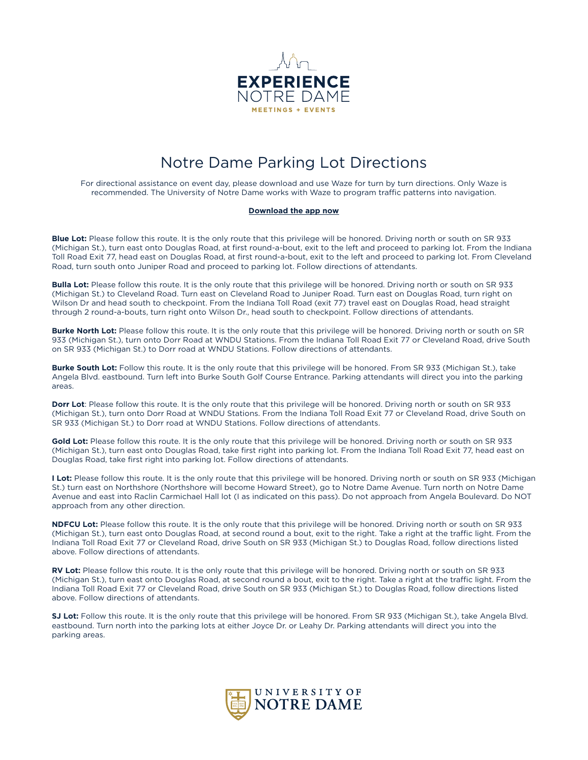EXPERIENCE NOTRE DAME

MEETINGS + EVENTS

# Notre Dame Parking Lot Directions

For directional assistance on event day, please download and use Waze for turn by turn directions. Only Waze is recommended. The University of Notre Dame works with Waze to program traffic patterns into navigation.

**Download the app now**

**Blue Lot:** Please follow this route. It is the only route that this privilege will be honored. Driving north or south on SR 933 (Michigan St.), turn east onto Douglas Road, at first round-a-bout, exit to the left and proceed to parking lot. From the Indiana Toll Road Exit 77, head east on Douglas Road, at first round-a-bout, exit to the left and proceed to parking lot. From Cleveland Road, turn south onto Juniper Road and proceed to parking lot. Follow directions of attendants.

**Bulla Lot:** Please follow this route. It is the only route that this privilege will be honored. Driving north or south on SR 933 (Michigan St.) to Cleveland Road. Turn east on Cleveland Road to Juniper Road. Turn east on Douglas Road, turn right on Wilson Dr and head south to checkpoint. From the Indiana Toll Road (exit 77) travel east on Douglas Road, head straight through 2 round-a-bouts, turn right onto Wilson Dr., head south to checkpoint. Follow directions of attendants.

**Burke North Lot:** Please follow this route. It is the only route that this privilege will be honored. Driving north or south on SR 933 (Michigan St.), turn onto Dorr Road at WNDU Stations. From the Indiana Toll Road Exit 77 or Cleveland Road, drive South on SR 933 (Michigan St.) to Dorr road at WNDU Stations. Follow directions of attendants.

**Burke South Lot:** Follow this route. It is the only route that this privilege will be honored. From SR 933 (Michigan St.), take Angela Blvd. eastbound. Turn left into Burke South Golf Course Entrance. Parking attendants will direct you into the parking areas.

**Dorr Lot**: Please follow this route. It is the only route that this privilege will be honored. Driving north or south on SR 933 (Michigan St.), turn onto Dorr Road at WNDU Stations. From the Indiana Toll Road Exit 77 or Cleveland Road, drive South on SR 933 (Michigan St.) to Dorr road at WNDU Stations. Follow directions of attendants.

**Gold Lot:** Please follow this route. It is the only route that this privilege will be honored. Driving north or south on SR 933 (Michigan St.), turn east onto Douglas Road, take first right into parking lot. From the Indiana Toll Road Exit 77, head east on Douglas Road, take first right into parking lot. Follow directions of attendants.

**I Lot:** Please follow this route. It is the only route that this privilege will be honored. Driving north or south on SR 933 (Michigan St.) turn east on Northshore (Northshore will become Howard Street), go to Notre Dame Avenue. Turn north on Notre Dame Avenue and east into Raclin Carmichael Hall lot (I as indicated on this pass). Do not approach from Angela Boulevard. Do NOT approach from any other direction.

**NDFCU Lot:** Please follow this route. It is the only route that this privilege will be honored. Driving north or south on SR 933 (Michigan St.), turn east onto Douglas Road, at second round a bout, exit to the right. Take a right at the traffic light. From the Indiana Toll Road Exit 77 or Cleveland Road, drive South on SR 933 (Michigan St.) to Douglas Road, follow directions listed above. Follow directions of attendants.

**RV Lot:** Please follow this route. It is the only route that this privilege will be honored. Driving north or south on SR 933 (Michigan St.), turn east onto Douglas Road, at second round a bout, exit to the right. Take a right at the traffic light. From the Indiana Toll Road Exit 77 or Cleveland Road, drive South on SR 933 (Michigan St.) to Douglas Road, follow directions listed above. Follow directions of attendants.

**SJ Lot:** Follow this route. It is the only route that this privilege will be honored. From SR 933 (Michigan St.), take Angela Blvd. eastbound. Turn north into the parking lots at either Joyce Dr. or Leahy Dr. Parking attendants will direct you into the parking areas.

UNIVERSITY OF NOTRE DAME